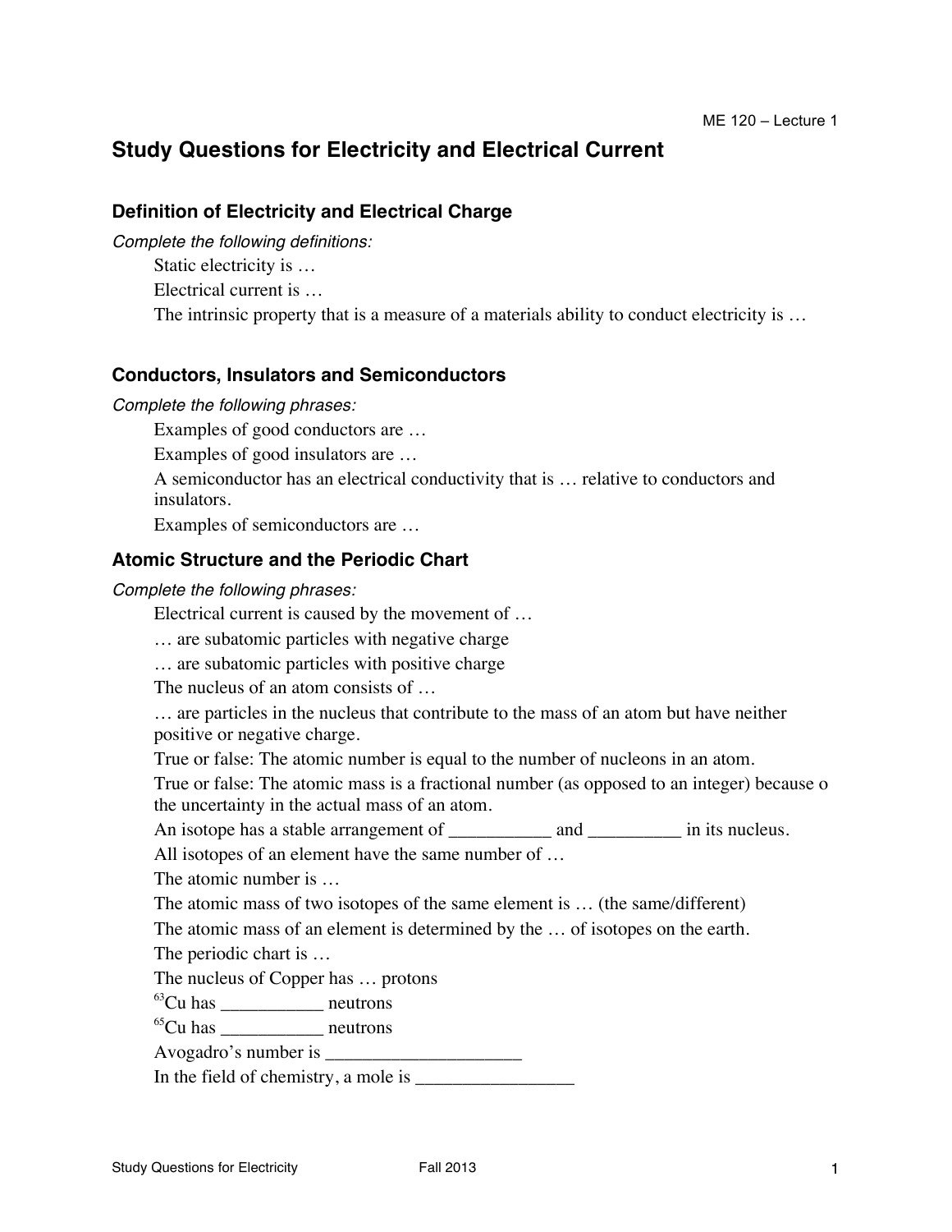# Study Questions for Electricity and Electrical Current

## Definition of Electricity and Electrical Charge

*Complete the following definitions:*

Static electricity is …

Electrical current is …

The intrinsic property that is a measure of a materials ability to conduct electricity is …

## Conductors, Insulators and Semiconductors

*Complete the following phrases:*

Examples of good conductors are …

Examples of good insulators are …

A semiconductor has an electrical conductivity that is … relative to conductors and insulators.

Examples of semiconductors are …

## Atomic Structure and the Periodic Chart

*Complete the following phrases:*

Electrical current is caused by the movement of …

… are subatomic particles with negative charge

… are subatomic particles with positive charge

The nucleus of an atom consists of …

… are particles in the nucleus that contribute to the mass of an atom but have neither positive or negative charge.

True or false: The atomic number is equal to the number of nucleons in an atom.

True or false: The atomic mass is a fractional number (as opposed to an integer) because o the uncertainty in the actual mass of an atom.

An isotope has a stable arrangement of ___________ and __________ in its nucleus.

All isotopes of an element have the same number of …

The atomic number is …

The atomic mass of two isotopes of the same element is … (the same/different)

The atomic mass of an element is determined by the … of isotopes on the earth.

The periodic chart is …

The nucleus of Copper has … protons

$^{63}Cu$ has ___________ neutrons

$^{65}Cu$ has ___________ neutrons

Avogadro's number is _____________________

In the field of chemistry, a mole is _________________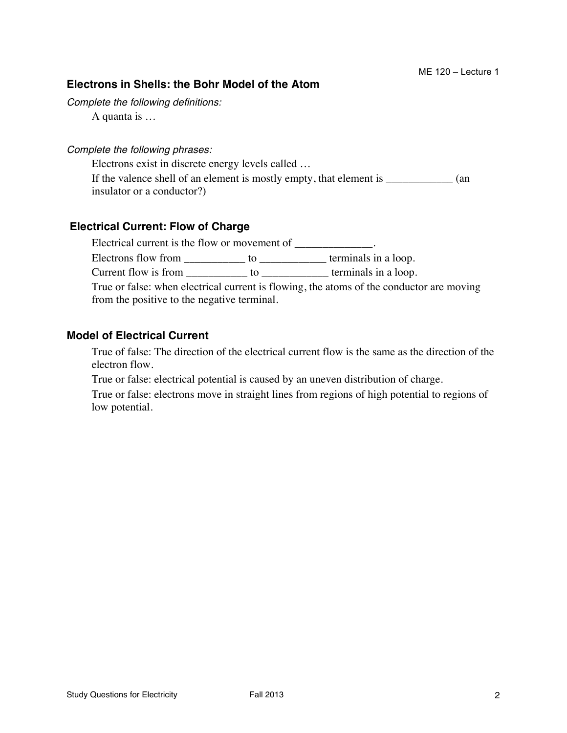## Electrons in Shells: the Bohr Model of the Atom

*Complete the following definitions:*

A quanta is …

*Complete the following phrases:*

Electrons exist in discrete energy levels called …

If the valence shell of an element is mostly empty, that element is ____________ (an insulator or a conductor?)

## Electrical Current: Flow of Charge

Electrical current is the flow or movement of ______________.

Electrons flow from ___________ to ____________ terminals in a loop.

Current flow is from ___________ to ____________ terminals in a loop.

True or false: when electrical current is flowing, the atoms of the conductor are moving from the positive to the negative terminal.

## Model of Electrical Current

True of false: The direction of the electrical current flow is the same as the direction of the electron flow.

True or false: electrical potential is caused by an uneven distribution of charge.

True or false: electrons move in straight lines from regions of high potential to regions of low potential.